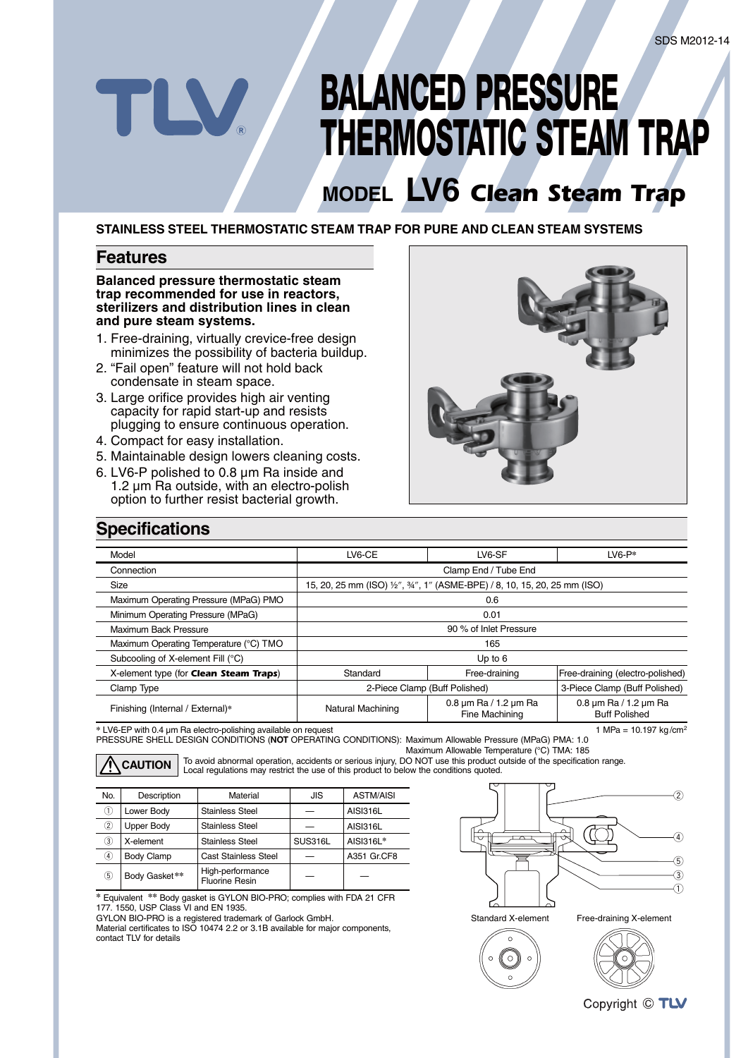SDS M2012-14

# BALANCED PRESSURE THERMOSTATIC STEAM TRAP

## MODEL LV6 *Clean Steam Trap*

**STAINLESS STEEL THERMOSTATIC STEAM TRAP FOR PURE AND CLEAN STEAM SYSTEMS**

## Features

**Balanced pressure thermostatic steam trap recommended for use in reactors, sterilizers and distribution lines in clean and pure steam systems.**

1. Free-draining, virtually crevice-free design minimizes the possibility of bacteria buildup.
2. “Fail open” feature will not hold back condensate in steam space.
3. Large orifice provides high air venting capacity for rapid start-up and resists plugging to ensure continuous operation.
4. Compact for easy installation.
5. Maintainable design lowers cleaning costs.
6. LV6-P polished to 0.8 µm Ra inside and 1.2 µm Ra outside, with an electro-polish option to further resist bacterial growth.

## Specifications

| Model | LV6-CE | LV6-SF | LV6-P* |
|---|---|---|---|
| Connection | Clamp End / Tube End | | |
| Size | 15, 20, 25 mm (ISO) ½″, ¾″, 1″ (ASME-BPE) / 8, 10, 15, 20, 25 mm (ISO) | | |
| Maximum Operating Pressure (MPaG) PMO | 0.6 | | |
| Minimum Operating Pressure (MPaG) | 0.01 | | |
| Maximum Back Pressure | 90 % of Inlet Pressure | | |
| Maximum Operating Temperature (°C) TMO | 165 | | |
| Subcooling of X-element Fill (°C) | Up to 6 | | |
| X-element type (for ***Clean Steam Traps***) | Standard | Free-draining | Free-draining (electro-polished) |
| Clamp Type | 2-Piece Clamp (Buff Polished) | | 3-Piece Clamp (Buff Polished) |
| Finishing (Internal / External)* | Natural Machining | 0.8 µm Ra / 1.2 µm Ra Fine Machining | 0.8 µm Ra / 1.2 µm Ra Buff Polished |

\* LV6-EP with 0.4 µm Ra electro-polishing available on request

1 MPa = 10.197 kg/cm²

PRESSURE SHELL DESIGN CONDITIONS (**NOT** OPERATING CONDITIONS): Maximum Allowable Pressure (MPaG) PMA: 1.0
Maximum Allowable Temperature (°C) TMA: 185

**CAUTION** To avoid abnormal operation, accidents or serious injury, DO NOT use this product outside of the specification range. Local regulations may restrict the use of this product to below the conditions quoted.

| No. | Description | Material | JIS | ASTM/AISI |
|---|---|---|---|---|
| ① | Lower Body | Stainless Steel | — | AISI316L |
| ② | Upper Body | Stainless Steel | — | AISI316L |
| ③ | X-element | Stainless Steel | SUS316L | AISI316L* |
| ④ | Body Clamp | Cast Stainless Steel | — | A351 Gr.CF8 |
| ⑤ | Body Gasket** | High-performance Fluorine Resin | — | — |

\* Equivalent ** Body gasket is GYLON BIO-PRO; complies with FDA 21 CFR 177. 1550, USP Class VI and EN 1935.
GYLON BIO-PRO is a registered trademark of Garlock GmbH.
Material certificates to ISO 10474 2.2 or 3.1B available for major components, contact TLV for details

Standard X-element

Free-draining X-element

Copyright © TLV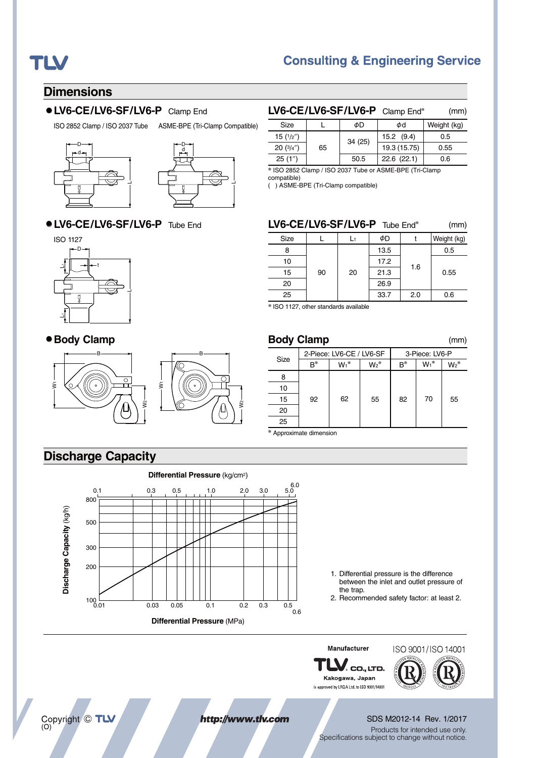## Dimensions

### ● LV6-CE/LV6-SF/LV6-P Clamp End

ISO 2852 Clamp / ISO 2037 Tube

ASME-BPE (Tri-Clamp Compatible)

**LV6-CE/LV6-SF/LV6-P** Clamp End* (mm)

| Size | L | ϕD | ϕd | Weight (kg) |
|---|---|---|---|---|
| 15 (1/2″) | 65 | 34 (25) | 15.2 (9.4) | 0.5 |
| 20 (3/4″) | | | 19.3 (15.75) | 0.55 |
| 25 (1″) | | 50.5 | 22.6 (22.1) | 0.6 |

* ISO 2852 Clamp / ISO 2037 Tube or ASME-BPE (Tri-Clamp compatible)
( ) ASME-BPE (Tri-Clamp compatible)

### ● LV6-CE/LV6-SF/LV6-P Tube End

ISO 1127

**LV6-CE/LV6-SF/LV6-P** Tube End* (mm)

| Size | L | $L_1$ | ϕD | t | Weight (kg) |
|---|---|---|---|---|---|
| 8 | 90 | 20 | 13.5 | 1.6 | 0.5 |
| 10 | | | 17.2 | | 0.55 |
| 15 | | | 21.3 | | |
| 20 | | | 26.9 | | |
| 25 | | | 33.7 | 2.0 | 0.6 |

* ISO 1127, other standards available

### ● Body Clamp

**Body Clamp** (mm)

| Size | 2-Piece: LV6-CE / LV6-SF | | | 3-Piece: LV6-P | | |
|---|---|---|---|---|---|---|
| | B* | $W_1$* | $W_2$* | B* | $W_1$* | $W_2$* |
| 8 | 92 | 62 | 55 | 82 | 70 | 55 |
| 10 | | | | | | |
| 15 | | | | | | |
| 20 | | | | | | |
| 25 | | | | | | |

* Approximate dimension

## Discharge Capacity

Differential Pressure (kg/cm²)
0.1 0.3 0.5 1.0 2.0 3.0 5.0 6.0

Discharge Capacity (kg/h)
800 500 300 200 100

Differential Pressure (MPa)
0.01 0.03 0.05 0.1 0.2 0.3 0.5 0.6

1. Differential pressure is the difference between the inlet and outlet pressure of the trap.
2. Recommended safety factor: at least 2.

Manufacturer
TLV CO., LTD.
Kakogawa, Japan
is approved by LRQA Ltd. to ISO 9001/14001

ISO 9001 / ISO 14001

SDS M2012-14 Rev. 1/2017

Products for intended use only.
Specifications subject to change without notice.